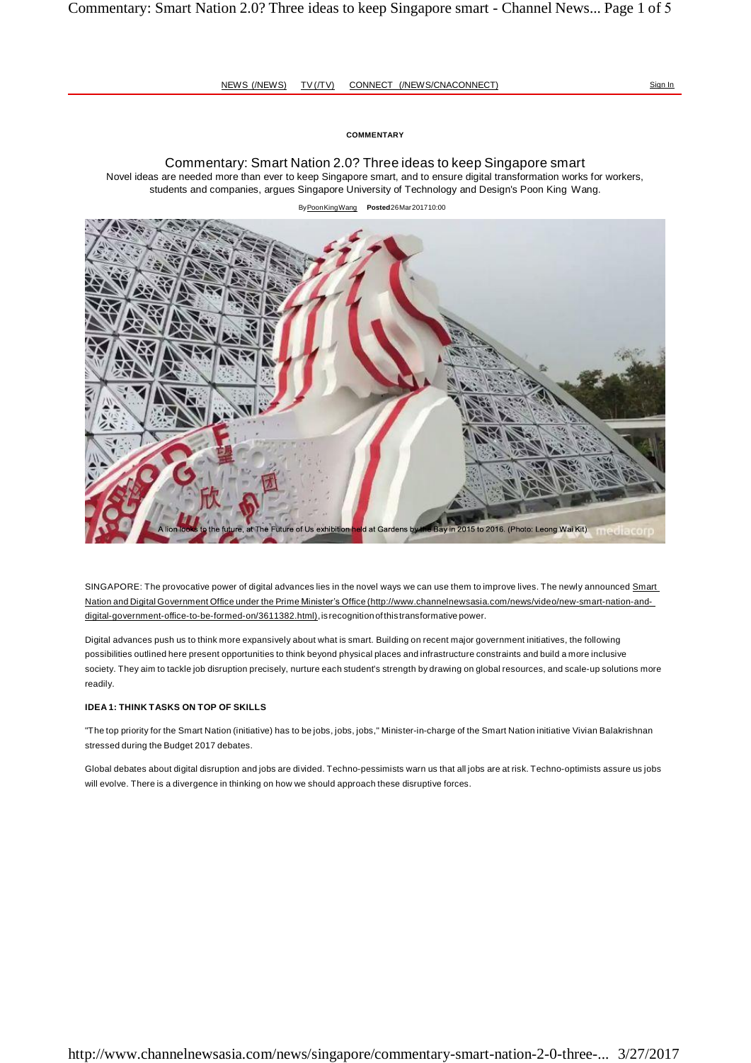COMMENTARY

# Commentary: Smart Nation 2.0? Three ideas to keep Singapore smart

Novel ideas are needed more than ever to keep Singapore smart, and to ensure digital transformation works for workers, students and companies, argues Singapore University of Technology and Design's Poon King Wang.

By Poon King Wang **Posted** 26 Mar 2017 10:00

A lion looks to the future, at The Future of Us exhibition held at Gardens by the Bay in 2015 to 2016. (Photo: Leong Wai Kit)

SINGAPORE: The provocative power of digital advances lies in the novel ways we can use them to improve lives. The newly announced Smart Nation and Digital Government Office under the Prime Minister's Office (http://www.channelnewsasia.com/news/video/new-smart-nation-and-digital-government-office-to-be-formed-on/3611382.html), is recognition of this transformative power.

Digital advances push us to think more expansively about what is smart. Building on recent major government initiatives, the following possibilities outlined here present opportunities to think beyond physical places and infrastructure constraints and build a more inclusive society. They aim to tackle job disruption precisely, nurture each student's strength by drawing on global resources, and scale-up solutions more readily.

**IDEA 1: THINK TASKS ON TOP OF SKILLS**

"The top priority for the Smart Nation (initiative) has to be jobs, jobs, jobs," Minister-in-charge of the Smart Nation initiative Vivian Balakrishnan stressed during the Budget 2017 debates.

Global debates about digital disruption and jobs are divided. Techno-pessimists warn us that all jobs are at risk. Techno-optimists assure us jobs will evolve. There is a divergence in thinking on how we should approach these disruptive forces.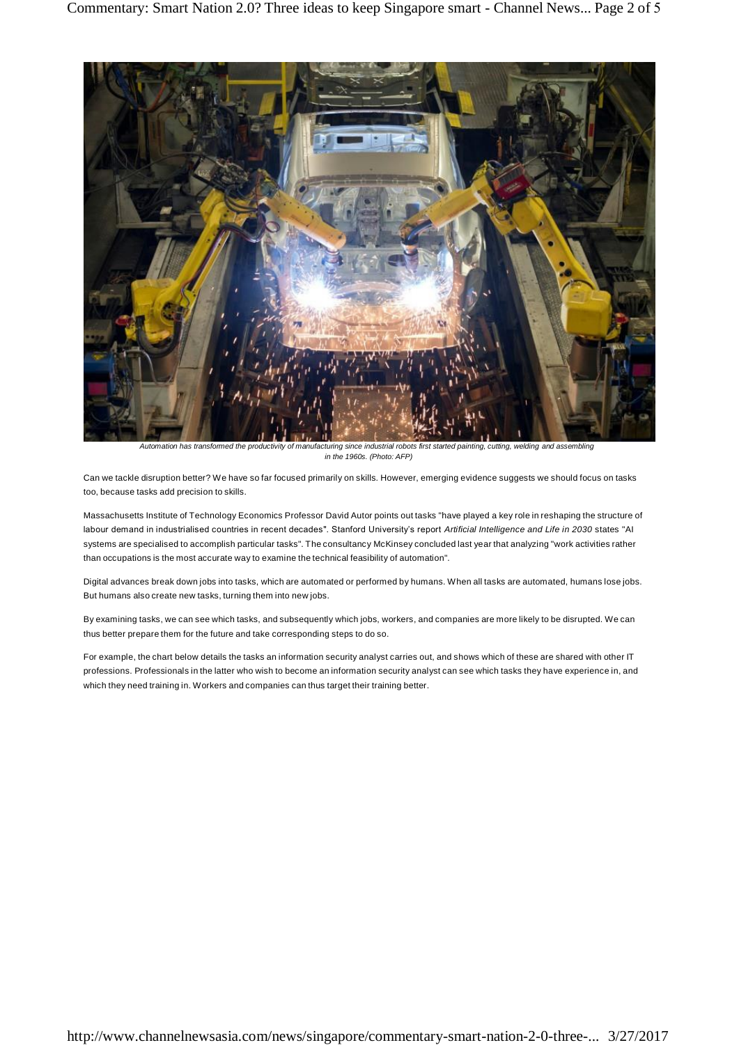*Automation has transformed the productivity of manufacturing since industrial robots first started painting, cutting, welding and assembling in the 1960s. (Photo: AFP)*

Can we tackle disruption better? We have so far focused primarily on skills. However, emerging evidence suggests we should focus on tasks too, because tasks add precision to skills.

Massachusetts Institute of Technology Economics Professor David Autor points out tasks "have played a key role in reshaping the structure of labour demand in industrialised countries in recent decades". Stanford University's report *Artificial Intelligence and Life in 2030* states "AI systems are specialised to accomplish particular tasks". The consultancy McKinsey concluded last year that analyzing "work activities rather than occupations is the most accurate way to examine the technical feasibility of automation".

Digital advances break down jobs into tasks, which are automated or performed by humans. When all tasks are automated, humans lose jobs. But humans also create new tasks, turning them into new jobs.

By examining tasks, we can see which tasks, and subsequently which jobs, workers, and companies are more likely to be disrupted. We can thus better prepare them for the future and take corresponding steps to do so.

For example, the chart below details the tasks an information security analyst carries out, and shows which of these are shared with other IT professions. Professionals in the latter who wish to become an information security analyst can see which tasks they have experience in, and which they need training in. Workers and companies can thus target their training better.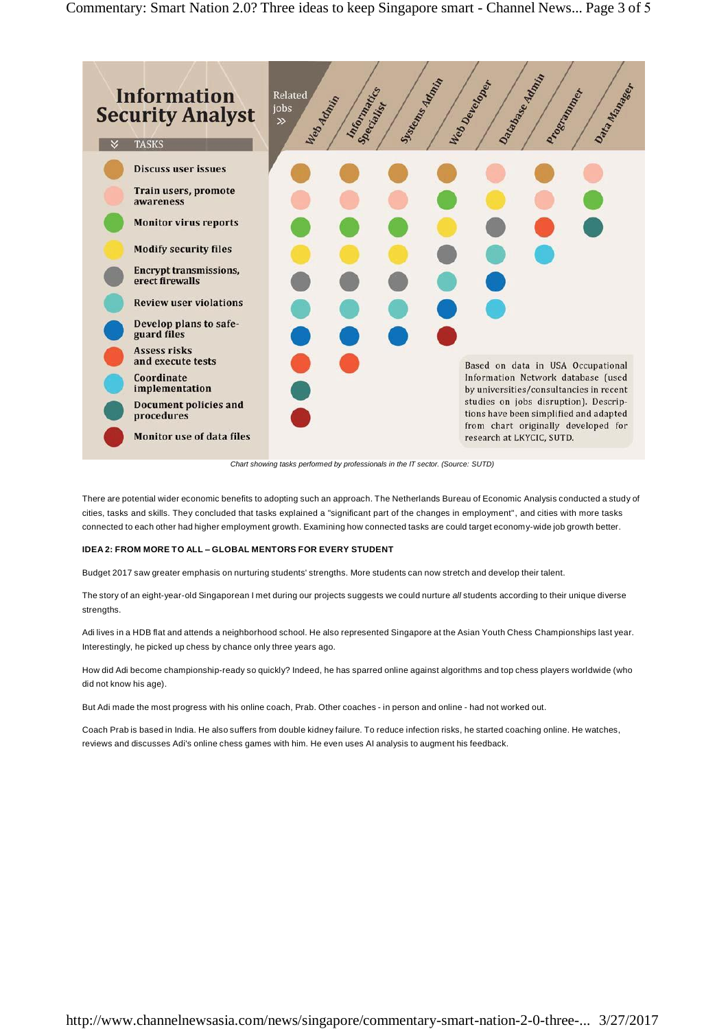## Information Security Analyst

| TASKS | Web Admin | Informatics Specialist | Systems Admin | Web Developer | Database Admin | Programmer | Data Manager |
|---|---|---|---|---|---|---|---|
| Discuss user issues | ● | ● | ● | ● | | ● | |
| Train users, promote awareness | ● | ● | ● | | ● | ● | ● |
| Monitor virus reports | ● | ● | ● | ● | | | ● |
| Modify security files | ● | ● | ● | ● | ● | | |
| Encrypt transmissions, erect firewalls | ● | ● | ● | ● | ● | | |
| Review user violations | ● | ● | ● | ● | ● | | |
| Develop plans to safe-guard files | ● | ● | ● | ● | ● | | |
| Assess risks and execute tests | ● | ● | | | | ● | |
| Coordinate implementation | | | | | ● | ● | |
| Document policies and procedures | ● | | | | | | ● |
| Monitor use of data files | ● | | | ● | | | |

Based on data in USA Occupational Information Network database (used by universities/consultancies in recent studies on jobs disruption). Descriptions have been simplified and adapted from chart originally developed for research at LKYCIC, SUTD.

*Chart showing tasks performed by professionals in the IT sector. (Source: SUTD)*

There are potential wider economic benefits to adopting such an approach. The Netherlands Bureau of Economic Analysis conducted a study of cities, tasks and skills. They concluded that tasks explained a "significant part of the changes in employment", and cities with more tasks connected to each other had higher employment growth. Examining how connected tasks are could target economy-wide job growth better.

**IDEA 2: FROM MORE TO ALL – GLOBAL MENTORS FOR EVERY STUDENT**

Budget 2017 saw greater emphasis on nurturing students' strengths. More students can now stretch and develop their talent.

The story of an eight-year-old Singaporean I met during our projects suggests we could nurture *all* students according to their unique diverse strengths.

Adi lives in a HDB flat and attends a neighborhood school. He also represented Singapore at the Asian Youth Chess Championships last year. Interestingly, he picked up chess by chance only three years ago.

How did Adi become championship-ready so quickly? Indeed, he has sparred online against algorithms and top chess players worldwide (who did not know his age).

But Adi made the most progress with his online coach, Prab. Other coaches - in person and online - had not worked out.

Coach Prab is based in India. He also suffers from double kidney failure. To reduce infection risks, he started coaching online. He watches, reviews and discusses Adi's online chess games with him. He even uses AI analysis to augment his feedback.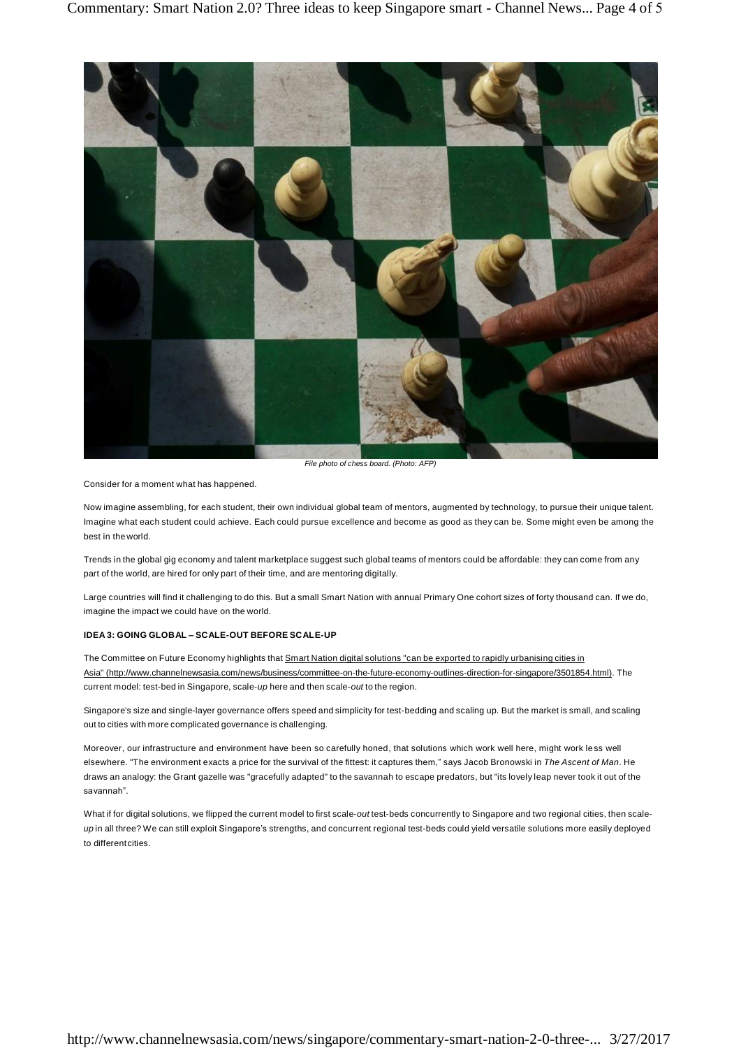*File photo of chess board. (Photo: AFP)*

Consider for a moment what has happened.

Now imagine assembling, for each student, their own individual global team of mentors, augmented by technology, to pursue their unique talent. Imagine what each student could achieve. Each could pursue excellence and become as good as they can be. Some might even be among the best in the world.

Trends in the global gig economy and talent marketplace suggest such global teams of mentors could be affordable: they can come from any part of the world, are hired for only part of their time, and are mentoring digitally.

Large countries will find it challenging to do this. But a small Smart Nation with annual Primary One cohort sizes of forty thousand can. If we do, imagine the impact we could have on the world.

**IDEA 3: GOING GLOBAL – SCALE-OUT BEFORE SCALE-UP**

The Committee on Future Economy highlights that Smart Nation digital solutions "can be exported to rapidly urbanising cities in Asia" (http://www.channelnewsasia.com/news/business/committee-on-the-future-economy-outlines-direction-for-singapore/3501854.html). The current model: test-bed in Singapore, scale-*up* here and then scale-*out* to the region.

Singapore's size and single-layer governance offers speed and simplicity for test-bedding and scaling up. But the market is small, and scaling out to cities with more complicated governance is challenging.

Moreover, our infrastructure and environment have been so carefully honed, that solutions which work well here, might work less well elsewhere. "The environment exacts a price for the survival of the fittest: it captures them," says Jacob Bronowski in *The Ascent of Man*. He draws an analogy: the Grant gazelle was "gracefully adapted" to the savannah to escape predators, but "its lovely leap never took it out of the savannah".

What if for digital solutions, we flipped the current model to first scale-*out* test-beds concurrently to Singapore and two regional cities, then scale-*up* in all three? We can still exploit Singapore's strengths, and concurrent regional test-beds could yield versatile solutions more easily deployed to different cities.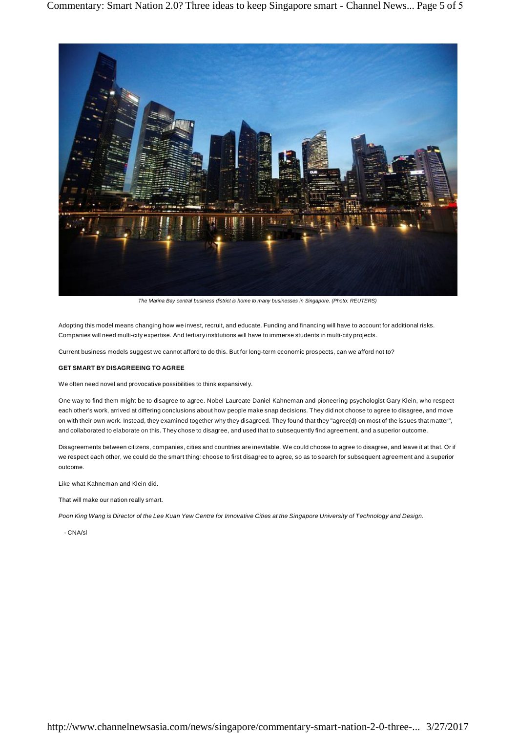*The Marina Bay central business district is home to many businesses in Singapore. (Photo: REUTERS)*

Adopting this model means changing how we invest, recruit, and educate. Funding and financing will have to account for additional risks. Companies will need multi-city expertise. And tertiary institutions will have to immerse students in multi-city projects.

Current business models suggest we cannot afford to do this. But for long-term economic prospects, can we afford not to?

**GET SMART BY DISAGREEING TO AGREE**

We often need novel and provocative possibilities to think expansively.

One way to find them might be to disagree to agree. Nobel Laureate Daniel Kahneman and pioneering psychologist Gary Klein, who respect each other's work, arrived at differing conclusions about how people make snap decisions. They did not choose to agree to disagree, and move on with their own work. Instead, they examined together why they disagreed. They found that they "agree(d) on most of the issues that matter", and collaborated to elaborate on this. They chose to disagree, and used that to subsequently find agreement, and a superior outcome.

Disagreements between citizens, companies, cities and countries are inevitable. We could choose to agree to disagree, and leave it at that. Or if we respect each other, we could do the smart thing: choose to first disagree to agree, so as to search for subsequent agreement and a superior outcome.

Like what Kahneman and Klein did.

That will make our nation really smart.

*Poon King Wang is Director of the Lee Kuan Yew Centre for Innovative Cities at the Singapore University of Technology and Design.*

- CNA/sl